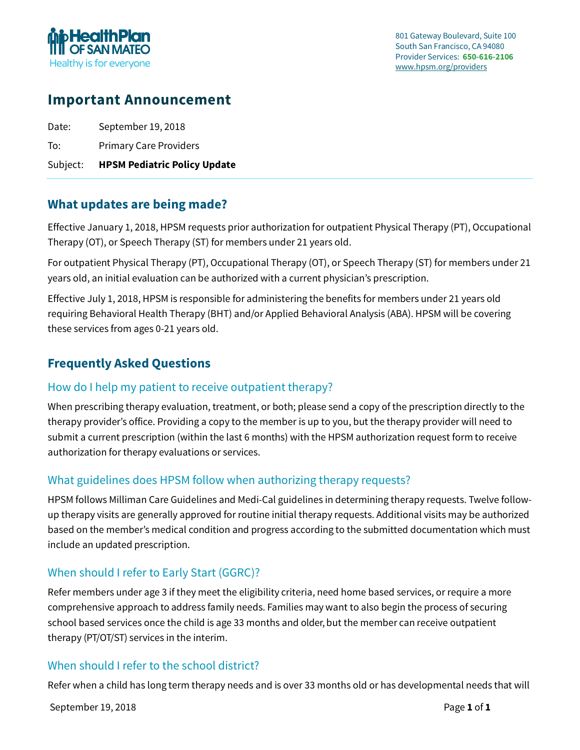HealthPlan OF SAN MATEO
Healthy is for everyone

801 Gateway Boulevard, Suite 100
South San Francisco, CA 94080
Provider Services: **650-616-2106**
www.hpsm.org/providers

# Important Announcement

Date: September 19, 2018

To: Primary Care Providers

Subject: **HPSM Pediatric Policy Update**

## What updates are being made?

Effective January 1, 2018, HPSM requests prior authorization for outpatient Physical Therapy (PT), Occupational Therapy (OT), or Speech Therapy (ST) for members under 21 years old.

For outpatient Physical Therapy (PT), Occupational Therapy (OT), or Speech Therapy (ST) for members under 21 years old, an initial evaluation can be authorized with a current physician's prescription.

Effective July 1, 2018, HPSM is responsible for administering the benefits for members under 21 years old requiring Behavioral Health Therapy (BHT) and/or Applied Behavioral Analysis (ABA). HPSM will be covering these services from ages 0-21 years old.

## Frequently Asked Questions

### How do I help my patient to receive outpatient therapy?

When prescribing therapy evaluation, treatment, or both; please send a copy of the prescription directly to the therapy provider's office. Providing a copy to the member is up to you, but the therapy provider will need to submit a current prescription (within the last 6 months) with the HPSM authorization request form to receive authorization for therapy evaluations or services.

### What guidelines does HPSM follow when authorizing therapy requests?

HPSM follows Milliman Care Guidelines and Medi-Cal guidelines in determining therapy requests. Twelve follow-up therapy visits are generally approved for routine initial therapy requests. Additional visits may be authorized based on the member's medical condition and progress according to the submitted documentation which must include an updated prescription.

### When should I refer to Early Start (GGRC)?

Refer members under age 3 if they meet the eligibility criteria, need home based services, or require a more comprehensive approach to address family needs. Families may want to also begin the process of securing school based services once the child is age 33 months and older, but the member can receive outpatient therapy (PT/OT/ST) services in the interim.

### When should I refer to the school district?

Refer when a child has long term therapy needs and is over 33 months old or has developmental needs that will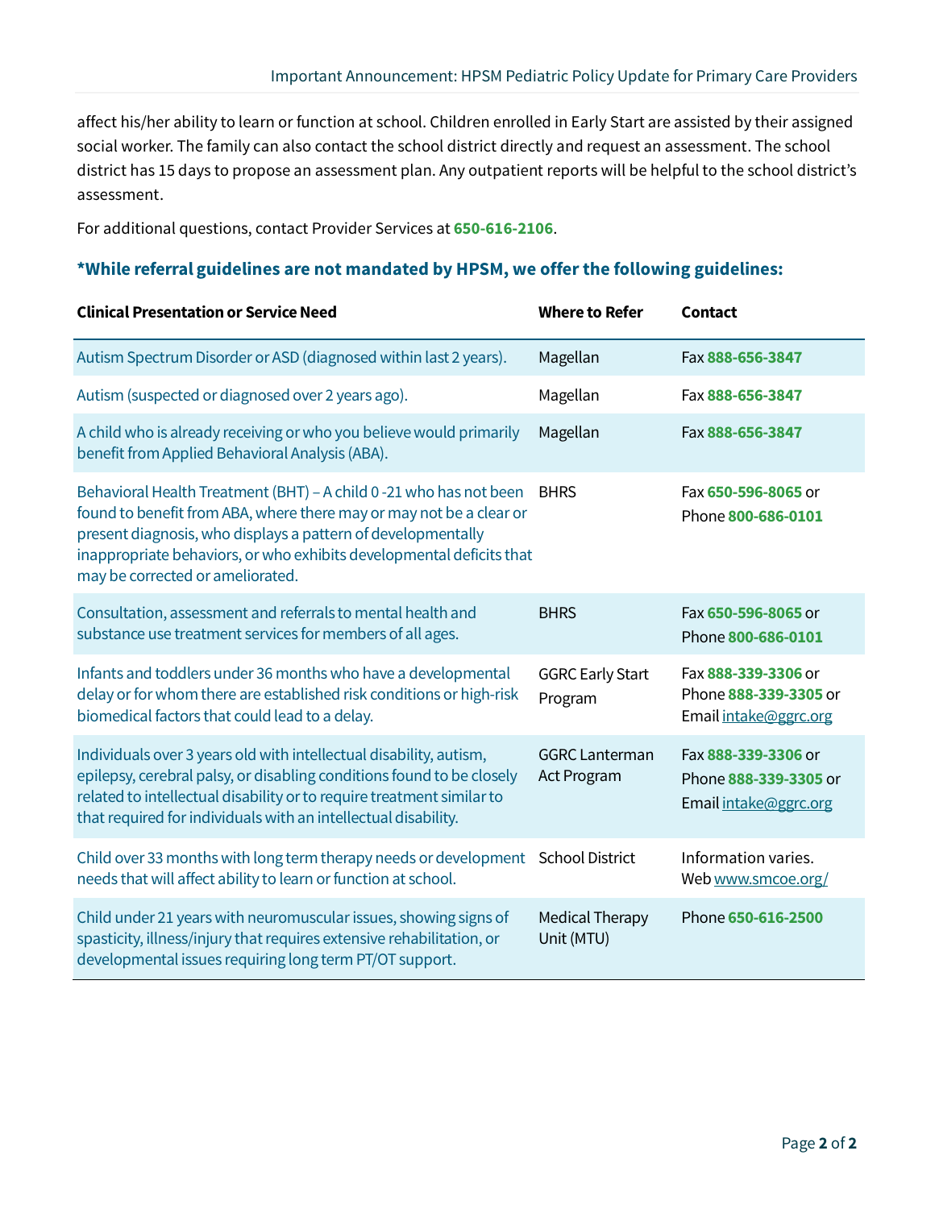affect his/her ability to learn or function at school. Children enrolled in Early Start are assisted by their assigned social worker. The family can also contact the school district directly and request an assessment. The school district has 15 days to propose an assessment plan. Any outpatient reports will be helpful to the school district's assessment.

For additional questions, contact Provider Services at **650-616-2106**.

### *While referral guidelines are not mandated by HPSM, we offer the following guidelines:

| Clinical Presentation or Service Need | Where to Refer | Contact |
|---|---|---|
| Autism Spectrum Disorder or ASD (diagnosed within last 2 years). | Magellan | Fax **888-656-3847** |
| Autism (suspected or diagnosed over 2 years ago). | Magellan | Fax **888-656-3847** |
| A child who is already receiving or who you believe would primarily benefit from Applied Behavioral Analysis (ABA). | Magellan | Fax **888-656-3847** |
| Behavioral Health Treatment (BHT) – A child 0 -21 who has not been found to benefit from ABA, where there may or may not be a clear or present diagnosis, who displays a pattern of developmentally inappropriate behaviors, or who exhibits developmental deficits that may be corrected or ameliorated. | BHRS | Fax **650-596-8065** or Phone **800-686-0101** |
| Consultation, assessment and referrals to mental health and substance use treatment services for members of all ages. | BHRS | Fax **650-596-8065** or Phone **800-686-0101** |
| Infants and toddlers under 36 months who have a developmental delay or for whom there are established risk conditions or high-risk biomedical factors that could lead to a delay. | GGRC Early Start Program | Fax **888-339-3306** or Phone **888-339-3305** or Email intake@ggrc.org |
| Individuals over 3 years old with intellectual disability, autism, epilepsy, cerebral palsy, or disabling conditions found to be closely related to intellectual disability or to require treatment similar to that required for individuals with an intellectual disability. | GGRC Lanterman Act Program | Fax **888-339-3306** or Phone **888-339-3305** or Email intake@ggrc.org |
| Child over 33 months with long term therapy needs or development needs that will affect ability to learn or function at school. | School District | Information varies. Web www.smcoe.org/ |
| Child under 21 years with neuromuscular issues, showing signs of spasticity, illness/injury that requires extensive rehabilitation, or developmental issues requiring long term PT/OT support. | Medical Therapy Unit (MTU) | Phone **650-616-2500** |